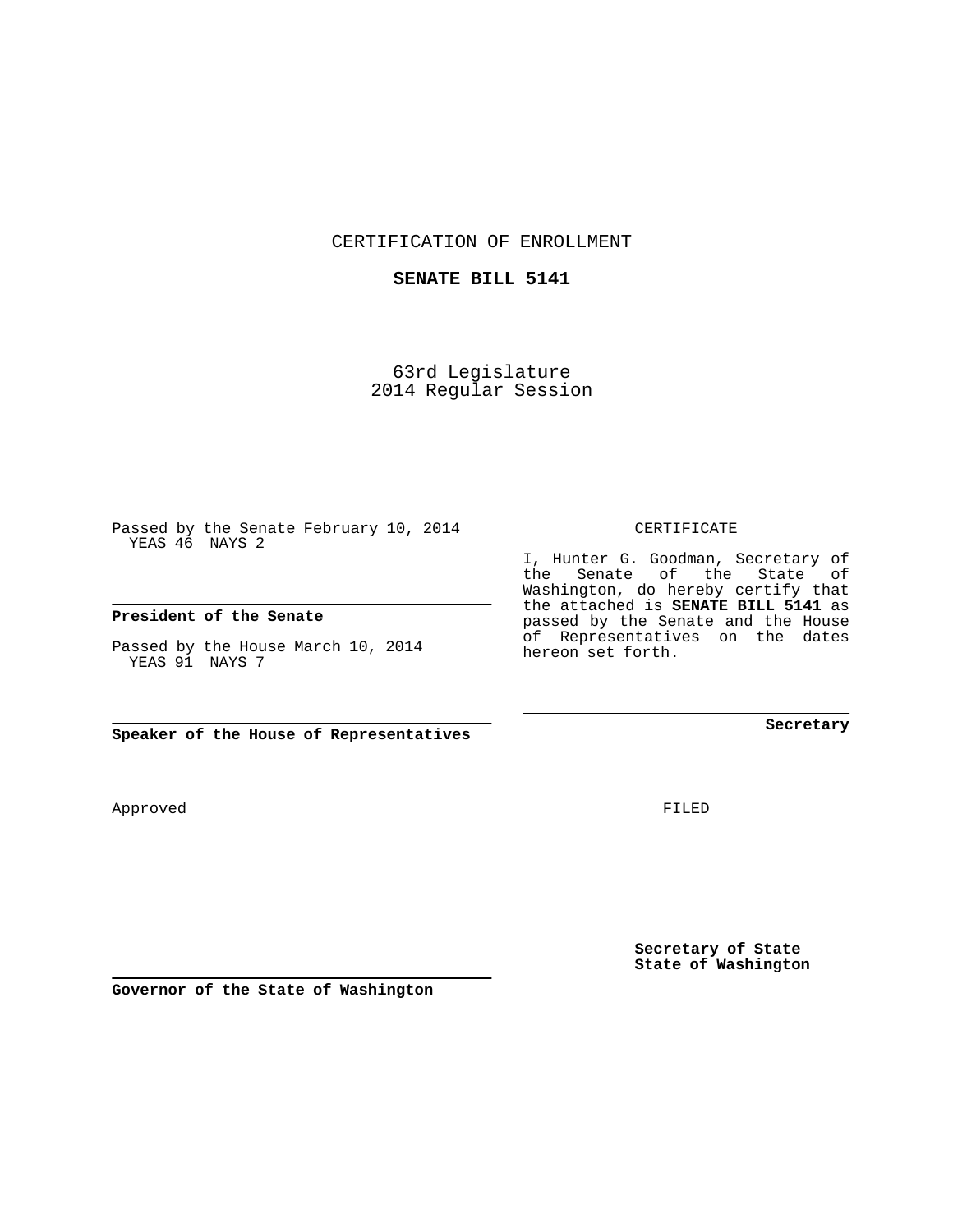# CERTIFICATION OF ENROLLMENT

## SENATE BILL 5141

63rd Legislature
2014 Regular Session

Passed by the Senate February 10, 2014
YEAS 46 NAYS 2

**President of the Senate**

Passed by the House March 10, 2014
YEAS 91 NAYS 7

**Speaker of the House of Representatives**

Approved

**Governor of the State of Washington**

CERTIFICATE

I, Hunter G. Goodman, Secretary of the Senate of the State of Washington, do hereby certify that the attached is **SENATE BILL 5141** as passed by the Senate and the House of Representatives on the dates hereon set forth.

**Secretary**

FILED

**Secretary of State**
**State of Washington**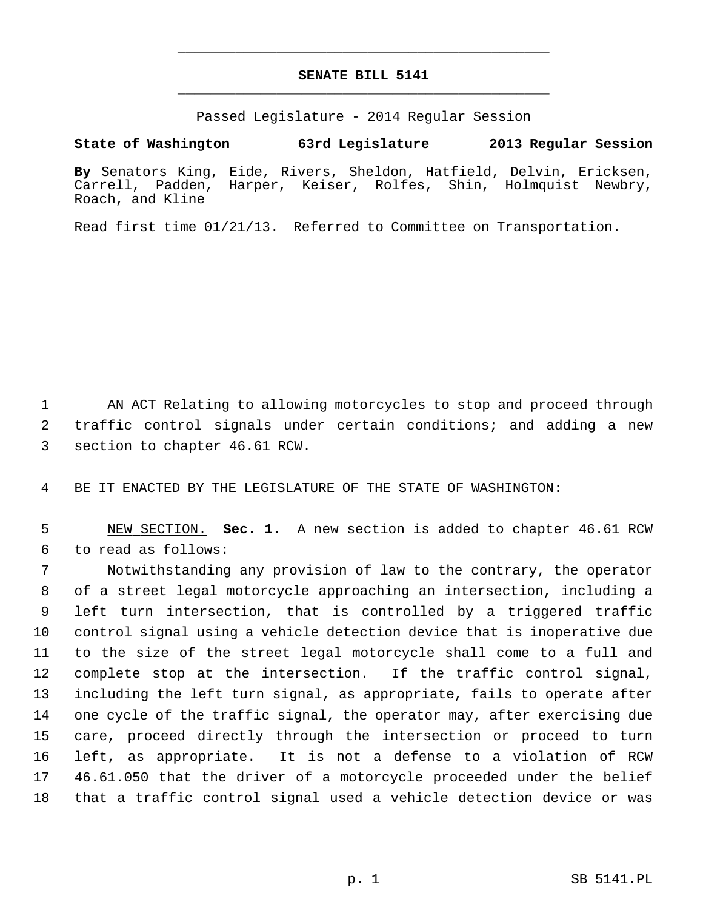**SENATE BILL 5141**

Passed Legislature - 2014 Regular Session

**State of Washington 63rd Legislature 2013 Regular Session**

**By** Senators King, Eide, Rivers, Sheldon, Hatfield, Delvin, Ericksen, Carrell, Padden, Harper, Keiser, Rolfes, Shin, Holmquist Newbry, Roach, and Kline

Read first time 01/21/13. Referred to Committee on Transportation.

AN ACT Relating to allowing motorcycles to stop and proceed through traffic control signals under certain conditions; and adding a new section to chapter 46.61 RCW.

BE IT ENACTED BY THE LEGISLATURE OF THE STATE OF WASHINGTON:

NEW SECTION. **Sec. 1.** A new section is added to chapter 46.61 RCW to read as follows:

Notwithstanding any provision of law to the contrary, the operator of a street legal motorcycle approaching an intersection, including a left turn intersection, that is controlled by a triggered traffic control signal using a vehicle detection device that is inoperative due to the size of the street legal motorcycle shall come to a full and complete stop at the intersection. If the traffic control signal, including the left turn signal, as appropriate, fails to operate after one cycle of the traffic signal, the operator may, after exercising due care, proceed directly through the intersection or proceed to turn left, as appropriate. It is not a defense to a violation of RCW 46.61.050 that the driver of a motorcycle proceeded under the belief that a traffic control signal used a vehicle detection device or was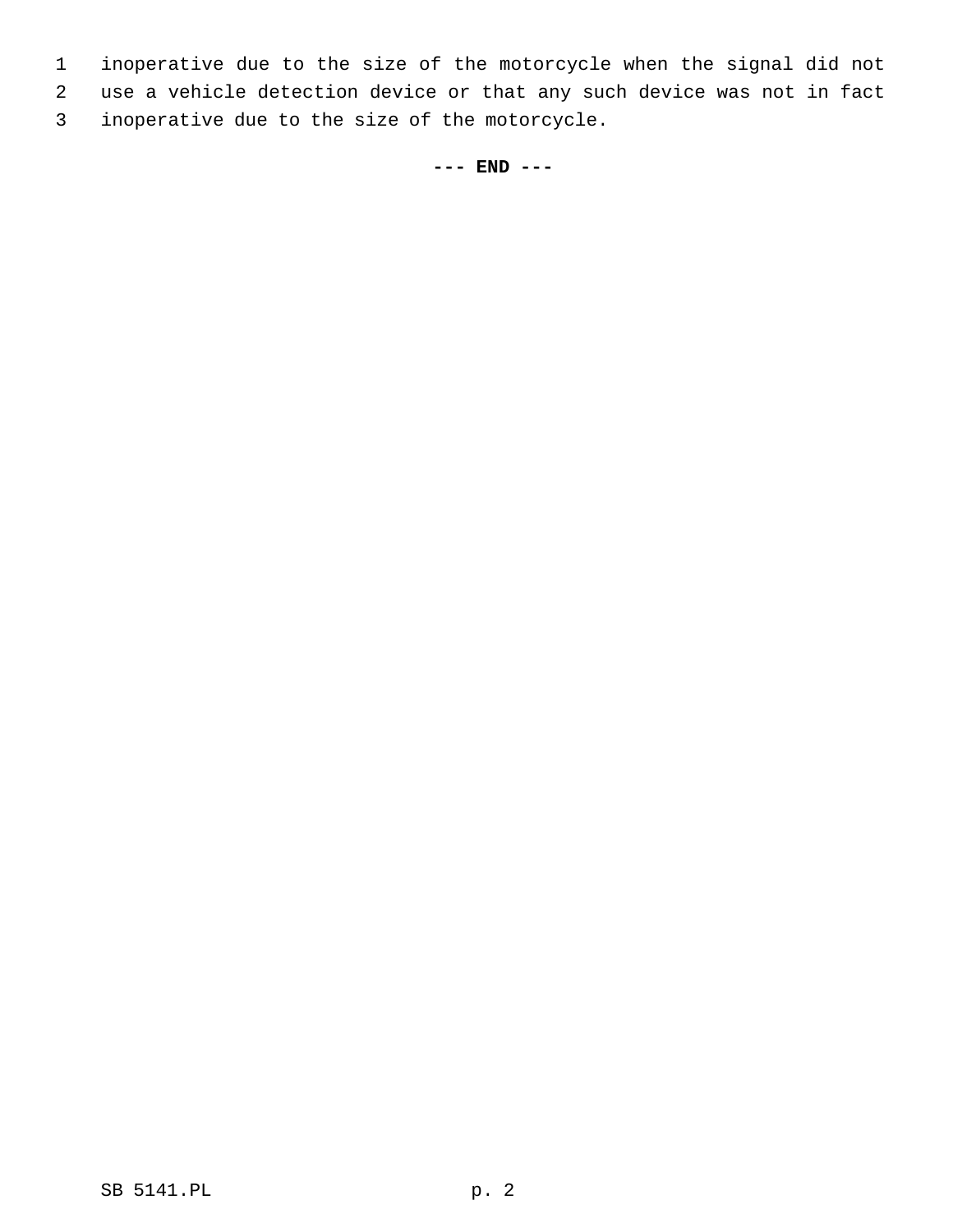inoperative due to the size of the motorcycle when the signal did not use a vehicle detection device or that any such device was not in fact inoperative due to the size of the motorcycle.

**--- END ---**